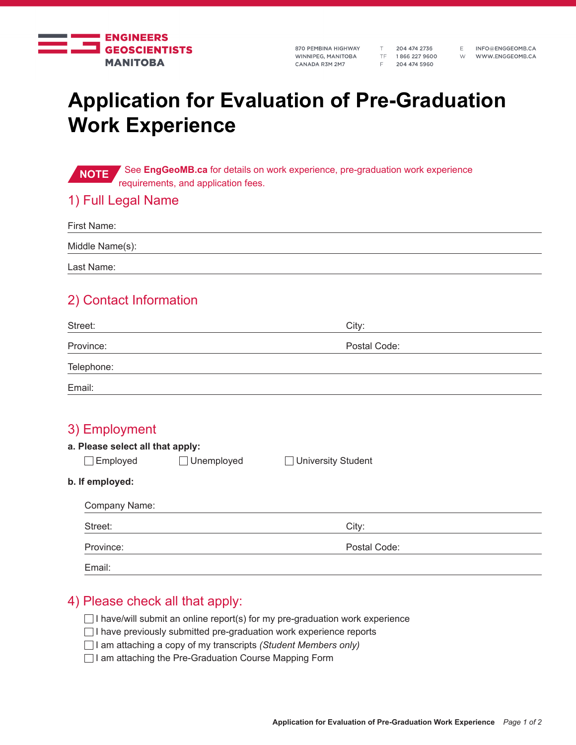**ENGINEERS GEOSCIENTISTS MANITOBA**

870 PEMBINA HIGHWAY
WINNIPEG, MANITOBA
CANADA R3M 2M7

T 204 474 2736
TF 1 866 227 9600
F 204 474 5960

E INFO@ENGGEOMB.CA
W WWW.ENGGEOMB.CA

# Application for Evaluation of Pre-Graduation Work Experience

**NOTE** See **EngGeoMB.ca** for details on work experience, pre-graduation work experience requirements, and application fees.

## 1) Full Legal Name

First Name: \_\_\_\_\_\_\_\_\_\_\_\_\_\_\_\_\_\_\_\_

Middle Name(s): \_\_\_\_\_\_\_\_\_\_\_\_\_\_\_\_\_\_\_\_

Last Name: \_\_\_\_\_\_\_\_\_\_\_\_\_\_\_\_\_\_\_\_

## 2) Contact Information

Street: \_\_\_\_\_\_\_\_\_\_\_\_\_\_\_\_\_\_\_\_ City: \_\_\_\_\_\_\_\_\_\_\_\_\_\_\_\_\_\_\_\_

Province: \_\_\_\_\_\_\_\_\_\_\_\_\_\_\_\_\_\_\_\_ Postal Code: \_\_\_\_\_\_\_\_\_\_\_\_\_\_\_\_\_\_\_\_

Telephone: \_\_\_\_\_\_\_\_\_\_\_\_\_\_\_\_\_\_\_\_

Email: \_\_\_\_\_\_\_\_\_\_\_\_\_\_\_\_\_\_\_\_

## 3) Employment

**a. Please select all that apply:**

☐ Employed ☐ Unemployed ☐ University Student

**b. If employed:**

Company Name: \_\_\_\_\_\_\_\_\_\_\_\_\_\_\_\_\_\_\_\_

Street: \_\_\_\_\_\_\_\_\_\_\_\_\_\_\_\_\_\_\_\_ City: \_\_\_\_\_\_\_\_\_\_\_\_\_\_\_\_\_\_\_\_

Province: \_\_\_\_\_\_\_\_\_\_\_\_\_\_\_\_\_\_\_\_ Postal Code: \_\_\_\_\_\_\_\_\_\_\_\_\_\_\_\_\_\_\_\_

Email: \_\_\_\_\_\_\_\_\_\_\_\_\_\_\_\_\_\_\_\_

## 4) Please check all that apply:

☐ I have/will submit an online report(s) for my pre-graduation work experience
☐ I have previously submitted pre-graduation work experience reports
☐ I am attaching a copy of my transcripts *(Student Members only)*
☐ I am attaching the Pre-Graduation Course Mapping Form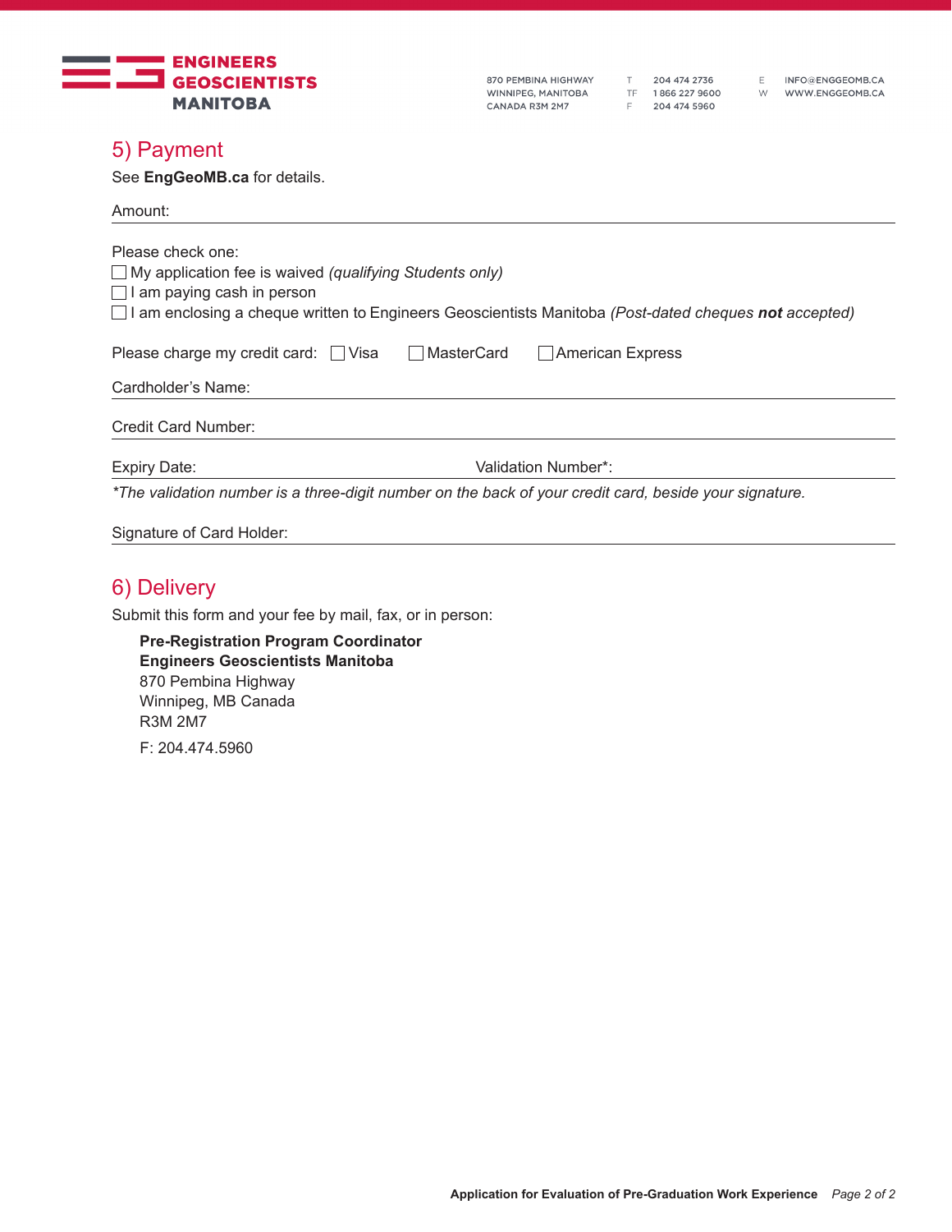ENGINEERS GEOSCIENTISTS MANITOBA

870 PEMBINA HIGHWAY
WINNIPEG, MANITOBA
CANADA R3M 2M7

T 204 474 2736
TF 1 866 227 9600
F 204 474 5960

E INFO@ENGGEOMB.CA
W WWW.ENGGEOMB.CA

## 5) Payment

See **EngGeoMB.ca** for details.

Amount: ____________________

Please check one:

- ☐ My application fee is waived *(qualifying Students only)*
- ☐ I am paying cash in person
- ☐ I am enclosing a cheque written to Engineers Geoscientists Manitoba *(Post-dated cheques **not** accepted)*

Please charge my credit card: ☐ Visa ☐ MasterCard ☐ American Express

Cardholder's Name: ____________________

Credit Card Number: ____________________

Expiry Date: ____________________ Validation Number*: ____________________

*\*The validation number is a three-digit number on the back of your credit card, beside your signature.*

Signature of Card Holder: ____________________

## 6) Delivery

Submit this form and your fee by mail, fax, or in person:

**Pre-Registration Program Coordinator**
**Engineers Geoscientists Manitoba**
870 Pembina Highway
Winnipeg, MB Canada
R3M 2M7

F: 204.474.5960